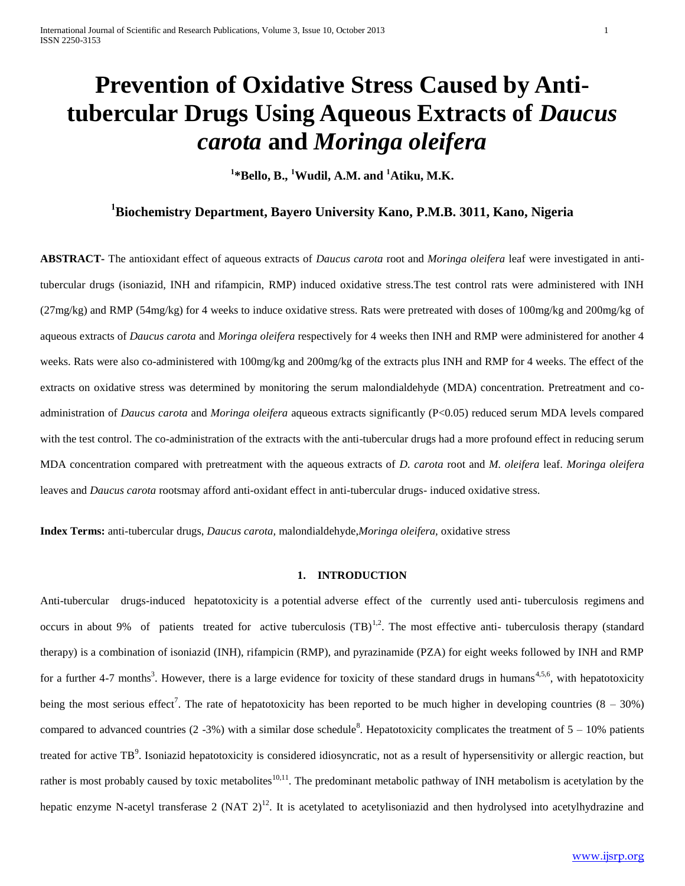# Prevention of Oxidative Stress Caused by Anti-tubercular Drugs Using Aqueous Extracts of *Daucus carota* and *Moringa oleifera*

**[1]*Bello, B., [1]Wudil, A.M. and [1]Atiku, M.K.**

**[1]Biochemistry Department, Bayero University Kano, P.M.B. 3011, Kano, Nigeria**

**ABSTRACT-** The antioxidant effect of aqueous extracts of *Daucus carota* root and *Moringa oleifera* leaf were investigated in anti-tubercular drugs (isoniazid, INH and rifampicin, RMP) induced oxidative stress.The test control rats were administered with INH (27mg/kg) and RMP (54mg/kg) for 4 weeks to induce oxidative stress. Rats were pretreated with doses of 100mg/kg and 200mg/kg of aqueous extracts of *Daucus carota* and *Moringa oleifera* respectively for 4 weeks then INH and RMP were administered for another 4 weeks. Rats were also co-administered with 100mg/kg and 200mg/kg of the extracts plus INH and RMP for 4 weeks. The effect of the extracts on oxidative stress was determined by monitoring the serum malondialdehyde (MDA) concentration. Pretreatment and co-administration of *Daucus carota* and *Moringa oleifera* aqueous extracts significantly (P<0.05) reduced serum MDA levels compared with the test control. The co-administration of the extracts with the anti-tubercular drugs had a more profound effect in reducing serum MDA concentration compared with pretreatment with the aqueous extracts of *D. carota* root and *M. oleifera* leaf. *Moringa oleifera* leaves and *Daucus carota* rootsmay afford anti-oxidant effect in anti-tubercular drugs- induced oxidative stress.

**Index Terms:** anti-tubercular drugs, *Daucus carota,* malondialdehyde,*Moringa oleifera,* oxidative stress

## 1. INTRODUCTION

Anti-tubercular drugs-induced hepatotoxicity is a potential adverse effect of the currently used anti- tuberculosis regimens and occurs in about 9% of patients treated for active tuberculosis (TB)[1,2]. The most effective anti- tuberculosis therapy (standard therapy) is a combination of isoniazid (INH), rifampicin (RMP), and pyrazinamide (PZA) for eight weeks followed by INH and RMP for a further 4-7 months[3]. However, there is a large evidence for toxicity of these standard drugs in humans[4,5,6], with hepatotoxicity being the most serious effect[7]. The rate of hepatotoxicity has been reported to be much higher in developing countries (8 – 30%) compared to advanced countries (2 -3%) with a similar dose schedule[8]. Hepatotoxicity complicates the treatment of 5 – 10% patients treated for active TB[9]. Isoniazid hepatotoxicity is considered idiosyncratic, not as a result of hypersensitivity or allergic reaction, but rather is most probably caused by toxic metabolites[10,11]. The predominant metabolic pathway of INH metabolism is acetylation by the hepatic enzyme N-acetyl transferase 2 (NAT 2)[12]. It is acetylated to acetylisoniazid and then hydrolysed into acetylhydrazine and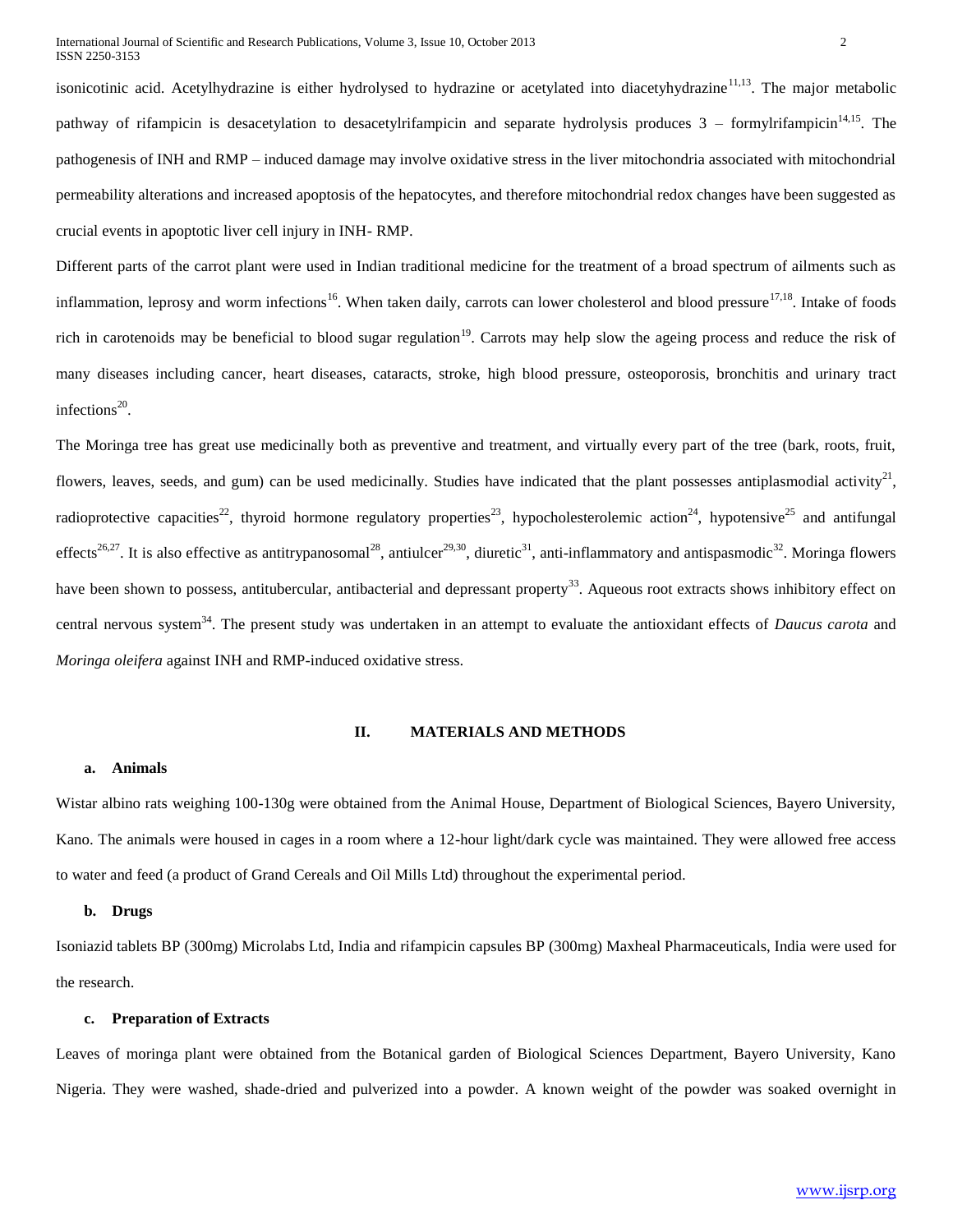isonicotinic acid. Acetylhydrazine is either hydrolysed to hydrazine or acetylated into diacetyhydrazine[11,13]. The major metabolic pathway of rifampicin is desacetylation to desacetylrifampicin and separate hydrolysis produces 3 – formylrifampicin[14,15]. The pathogenesis of INH and RMP – induced damage may involve oxidative stress in the liver mitochondria associated with mitochondrial permeability alterations and increased apoptosis of the hepatocytes, and therefore mitochondrial redox changes have been suggested as crucial events in apoptotic liver cell injury in INH- RMP.

Different parts of the carrot plant were used in Indian traditional medicine for the treatment of a broad spectrum of ailments such as inflammation, leprosy and worm infections[16]. When taken daily, carrots can lower cholesterol and blood pressure[17,18]. Intake of foods rich in carotenoids may be beneficial to blood sugar regulation[19]. Carrots may help slow the ageing process and reduce the risk of many diseases including cancer, heart diseases, cataracts, stroke, high blood pressure, osteoporosis, bronchitis and urinary tract infections[20].

The Moringa tree has great use medicinally both as preventive and treatment, and virtually every part of the tree (bark, roots, fruit, flowers, leaves, seeds, and gum) can be used medicinally. Studies have indicated that the plant possesses antiplasmodial activity[21], radioprotective capacities[22], thyroid hormone regulatory properties[23], hypocholesterolemic action[24], hypotensive[25] and antifungal effects[26,27]. It is also effective as antitrypanosomal[28], antiulcer[29,30], diuretic[31], anti-inflammatory and antispasmodic[32]. Moringa flowers have been shown to possess, antitubercular, antibacterial and depressant property[33]. Aqueous root extracts shows inhibitory effect on central nervous system[34]. The present study was undertaken in an attempt to evaluate the antioxidant effects of *Daucus carota* and *Moringa oleifera* against INH and RMP-induced oxidative stress.

## II. MATERIALS AND METHODS

### a. Animals

Wistar albino rats weighing 100-130g were obtained from the Animal House, Department of Biological Sciences, Bayero University, Kano. The animals were housed in cages in a room where a 12-hour light/dark cycle was maintained. They were allowed free access to water and feed (a product of Grand Cereals and Oil Mills Ltd) throughout the experimental period.

### b. Drugs

Isoniazid tablets BP (300mg) Microlabs Ltd, India and rifampicin capsules BP (300mg) Maxheal Pharmaceuticals, India were used for the research.

### c. Preparation of Extracts

Leaves of moringa plant were obtained from the Botanical garden of Biological Sciences Department, Bayero University, Kano Nigeria. They were washed, shade-dried and pulverized into a powder. A known weight of the powder was soaked overnight in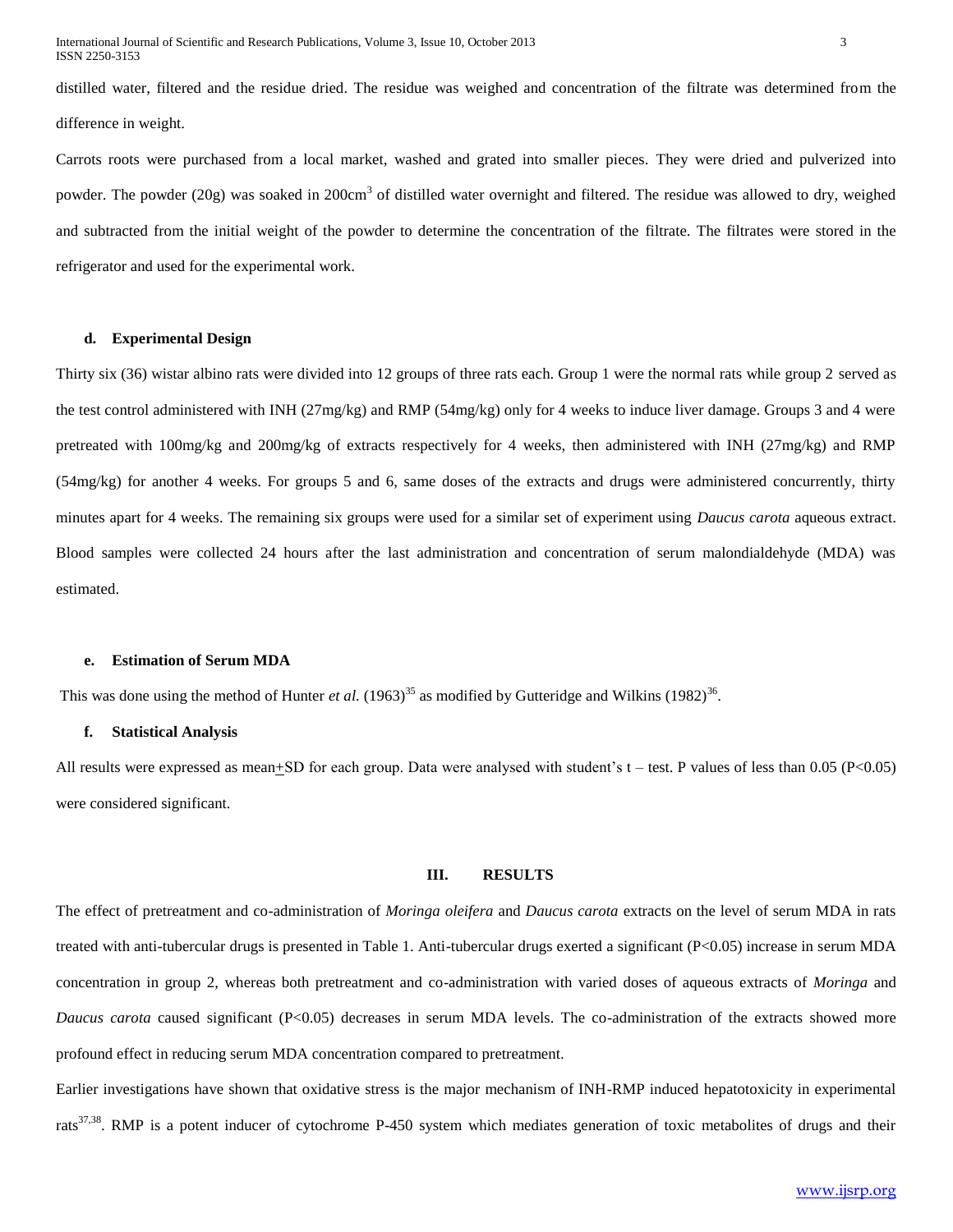distilled water, filtered and the residue dried. The residue was weighed and concentration of the filtrate was determined from the difference in weight.

Carrots roots were purchased from a local market, washed and grated into smaller pieces. They were dried and pulverized into powder. The powder (20g) was soaked in $200cm^3$ of distilled water overnight and filtered. The residue was allowed to dry, weighed and subtracted from the initial weight of the powder to determine the concentration of the filtrate. The filtrates were stored in the refrigerator and used for the experimental work.

#### d. Experimental Design

Thirty six (36) wistar albino rats were divided into 12 groups of three rats each. Group 1 were the normal rats while group 2 served as the test control administered with INH (27mg/kg) and RMP (54mg/kg) only for 4 weeks to induce liver damage. Groups 3 and 4 were pretreated with 100mg/kg and 200mg/kg of extracts respectively for 4 weeks, then administered with INH (27mg/kg) and RMP (54mg/kg) for another 4 weeks. For groups 5 and 6, same doses of the extracts and drugs were administered concurrently, thirty minutes apart for 4 weeks. The remaining six groups were used for a similar set of experiment using *Daucus carota* aqueous extract. Blood samples were collected 24 hours after the last administration and concentration of serum malondialdehyde (MDA) was estimated.

#### e. Estimation of Serum MDA

This was done using the method of Hunter *et al.* (1963)[35] as modified by Gutteridge and Wilkins (1982)[36].

#### f. Statistical Analysis

All results were expressed as mean±SD for each group. Data were analysed with student's t – test. P values of less than 0.05 ($P<0.05$) were considered significant.

## III. RESULTS

The effect of pretreatment and co-administration of *Moringa oleifera* and *Daucus carota* extracts on the level of serum MDA in rats treated with anti-tubercular drugs is presented in Table 1. Anti-tubercular drugs exerted a significant ($P<0.05$) increase in serum MDA concentration in group 2, whereas both pretreatment and co-administration with varied doses of aqueous extracts of *Moringa* and *Daucus carota* caused significant ($P<0.05$) decreases in serum MDA levels. The co-administration of the extracts showed more profound effect in reducing serum MDA concentration compared to pretreatment.

Earlier investigations have shown that oxidative stress is the major mechanism of INH-RMP induced hepatotoxicity in experimental rats[37,38]. RMP is a potent inducer of cytochrome P-450 system which mediates generation of toxic metabolites of drugs and their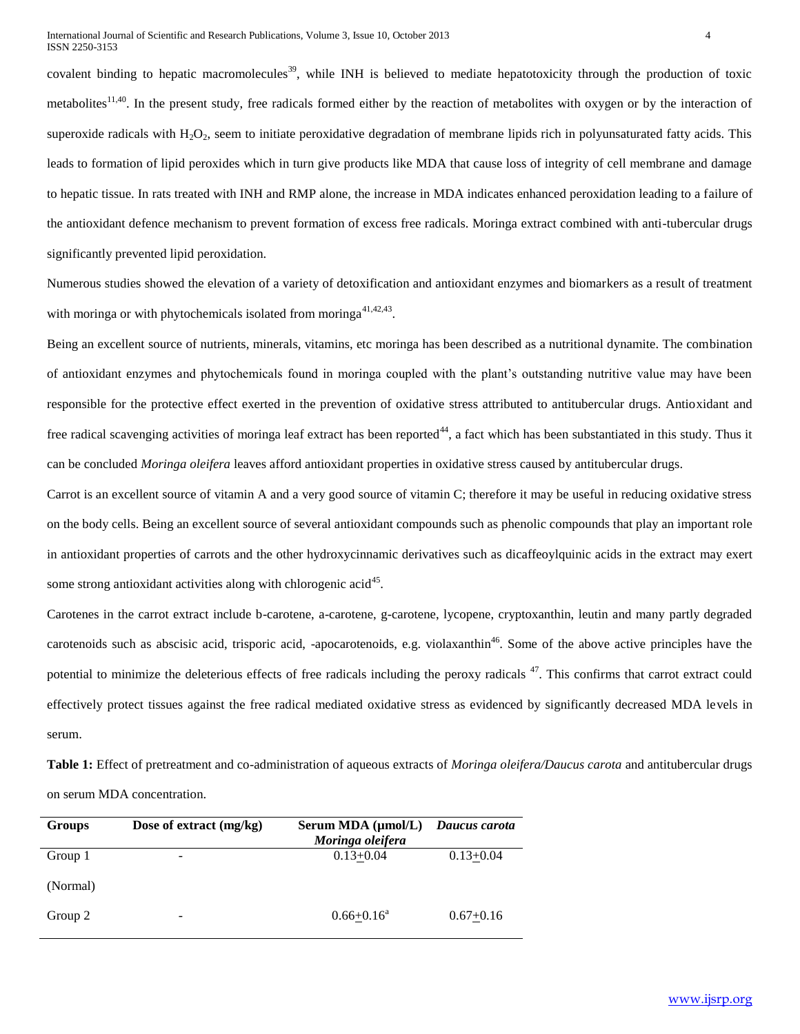covalent binding to hepatic macromolecules[39], while INH is believed to mediate hepatotoxicity through the production of toxic metabolites[11,40]. In the present study, free radicals formed either by the reaction of metabolites with oxygen or by the interaction of superoxide radicals with $H_2O_2$, seem to initiate peroxidative degradation of membrane lipids rich in polyunsaturated fatty acids. This leads to formation of lipid peroxides which in turn give products like MDA that cause loss of integrity of cell membrane and damage to hepatic tissue. In rats treated with INH and RMP alone, the increase in MDA indicates enhanced peroxidation leading to a failure of the antioxidant defence mechanism to prevent formation of excess free radicals. Moringa extract combined with anti-tubercular drugs significantly prevented lipid peroxidation.

Numerous studies showed the elevation of a variety of detoxification and antioxidant enzymes and biomarkers as a result of treatment with moringa or with phytochemicals isolated from moringa[41,42,43].

Being an excellent source of nutrients, minerals, vitamins, etc moringa has been described as a nutritional dynamite. The combination of antioxidant enzymes and phytochemicals found in moringa coupled with the plant's outstanding nutritive value may have been responsible for the protective effect exerted in the prevention of oxidative stress attributed to antitubercular drugs. Antioxidant and free radical scavenging activities of moringa leaf extract has been reported[44], a fact which has been substantiated in this study. Thus it can be concluded *Moringa oleifera* leaves afford antioxidant properties in oxidative stress caused by antitubercular drugs.

Carrot is an excellent source of vitamin A and a very good source of vitamin C; therefore it may be useful in reducing oxidative stress on the body cells. Being an excellent source of several antioxidant compounds such as phenolic compounds that play an important role in antioxidant properties of carrots and the other hydroxycinnamic derivatives such as dicaffeoylquinic acids in the extract may exert some strong antioxidant activities along with chlorogenic acid[45].

Carotenes in the carrot extract include b-carotene, a-carotene, g-carotene, lycopene, cryptoxanthin, leutin and many partly degraded carotenoids such as abscisic acid, trisporic acid, -apocarotenoids, e.g. violaxanthin[46]. Some of the above active principles have the potential to minimize the deleterious effects of free radicals including the peroxy radicals [47]. This confirms that carrot extract could effectively protect tissues against the free radical mediated oxidative stress as evidenced by significantly decreased MDA levels in serum.

**Table 1:** Effect of pretreatment and co-administration of aqueous extracts of *Moringa oleifera/Daucus carota* and antitubercular drugs on serum MDA concentration.

| **Groups** | **Dose of extract (mg/kg)** | **Serum MDA (µmol/L)** *Moringa oleifera* | *Daucus carota* |
|---|---|---|---|
| Group 1 (Normal) | - | 0.13±0.04 | 0.13±0.04 |
| Group 2 | - | 0.66±0.16[a] | 0.67±0.16 |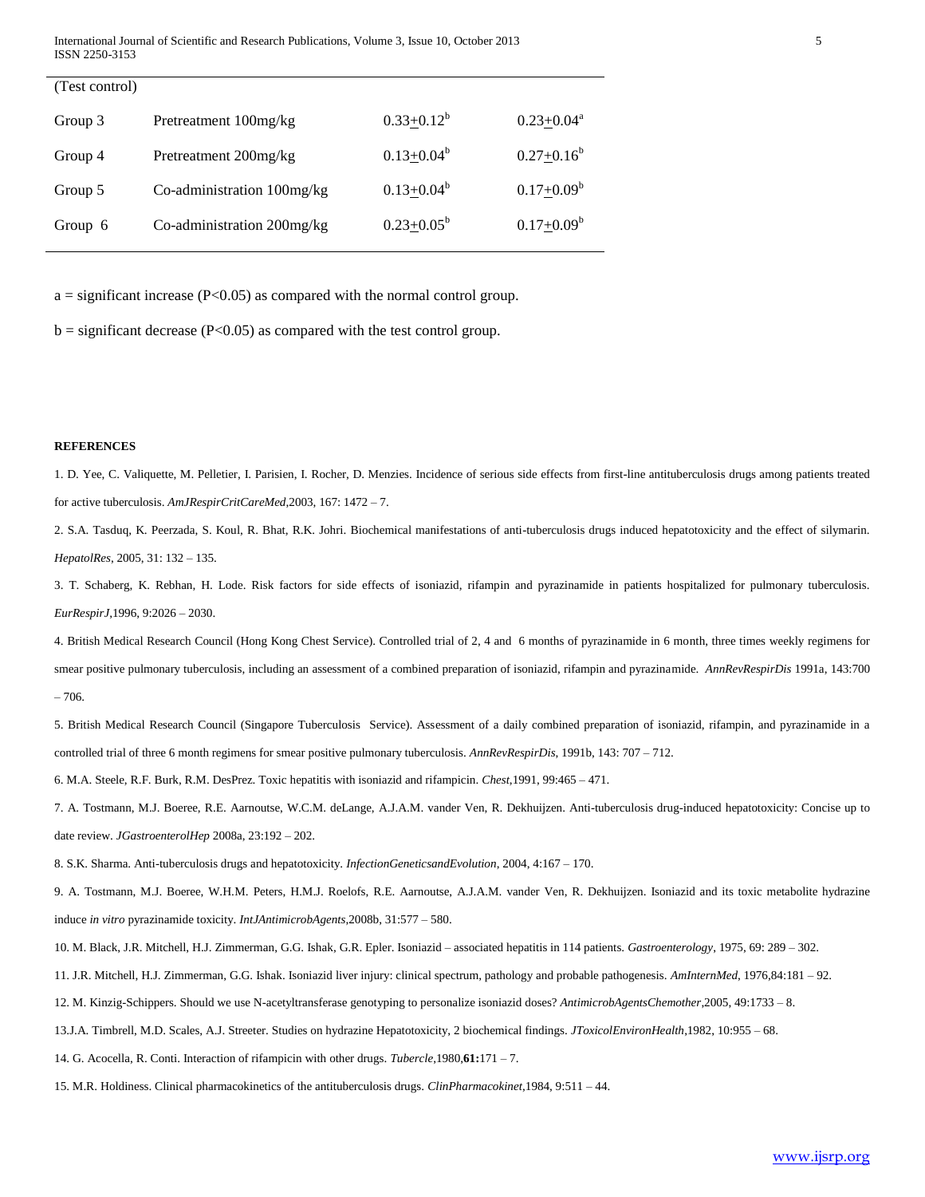| | | | |
|---|---|---|---|
| (Test control) | | | |
| Group 3 | Pretreatment 100mg/kg | $0.33 \pm 0.12^{b}$ | $0.23 \pm 0.04^{a}$ |
| Group 4 | Pretreatment 200mg/kg | $0.13 \pm 0.04^{b}$ | $0.27 \pm 0.16^{b}$ |
| Group 5 | Co-administration 100mg/kg | $0.13 \pm 0.04^{b}$ | $0.17 \pm 0.09^{b}$ |
| Group 6 | Co-administration 200mg/kg | $0.23 \pm 0.05^{b}$ | $0.17 \pm 0.09^{b}$ |

a = significant increase ($P<0.05$) as compared with the normal control group.

b = significant decrease ($P<0.05$) as compared with the test control group.

**REFERENCES**

1. D. Yee, C. Valiquette, M. Pelletier, I. Parisien, I. Rocher, D. Menzies. Incidence of serious side effects from first-line antituberculosis drugs among patients treated for active tuberculosis. *AmJRespirCritCareMed*,2003, 167: 1472 – 7.

2. S.A. Tasduq, K. Peerzada, S. Koul, R. Bhat, R.K. Johri. Biochemical manifestations of anti-tuberculosis drugs induced hepatotoxicity and the effect of silymarin. *HepatolRes*, 2005, 31: 132 – 135.

3. T. Schaberg, K. Rebhan, H. Lode. Risk factors for side effects of isoniazid, rifampin and pyrazinamide in patients hospitalized for pulmonary tuberculosis. *EurRespirJ*,1996, 9:2026 – 2030.

4. British Medical Research Council (Hong Kong Chest Service). Controlled trial of 2, 4 and 6 months of pyrazinamide in 6 month, three times weekly regimens for smear positive pulmonary tuberculosis, including an assessment of a combined preparation of isoniazid, rifampin and pyrazinamide. *AnnRevRespirDis* 1991a, 143:700 – 706.

5. British Medical Research Council (Singapore Tuberculosis Service). Assessment of a daily combined preparation of isoniazid, rifampin, and pyrazinamide in a controlled trial of three 6 month regimens for smear positive pulmonary tuberculosis. *AnnRevRespirDis*, 1991b, 143: 707 – 712.

6. M.A. Steele, R.F. Burk, R.M. DesPrez. Toxic hepatitis with isoniazid and rifampicin. *Chest*,1991, 99:465 – 471.

7. A. Tostmann, M.J. Boeree, R.E. Aarnoutse, W.C.M. deLange, A.J.A.M. vander Ven, R. Dekhuijzen. Anti-tuberculosis drug-induced hepatotoxicity: Concise up to date review. *JGastroenterolHep* 2008a, 23:192 – 202.

8. S.K. Sharma. Anti-tuberculosis drugs and hepatotoxicity. *InfectionGeneticsandEvolution*, 2004, 4:167 – 170.

9. A. Tostmann, M.J. Boeree, W.H.M. Peters, H.M.J. Roelofs, R.E. Aarnoutse, A.J.A.M. vander Ven, R. Dekhuijzen. Isoniazid and its toxic metabolite hydrazine induce *in vitro* pyrazinamide toxicity. *IntJAntimicrobAgents*,2008b, 31:577 – 580.

10. M. Black, J.R. Mitchell, H.J. Zimmerman, G.G. Ishak, G.R. Epler. Isoniazid – associated hepatitis in 114 patients. *Gastroenterology*, 1975, 69: 289 – 302.

11. J.R. Mitchell, H.J. Zimmerman, G.G. Ishak. Isoniazid liver injury: clinical spectrum, pathology and probable pathogenesis. *AmInternMed*, 1976,84:181 – 92.

12. M. Kinzig-Schippers. Should we use N-acetyltransferase genotyping to personalize isoniazid doses? *AntimicrobAgentsChemother*,2005, 49:1733 – 8.

13.J.A. Timbrell, M.D. Scales, A.J. Streeter. Studies on hydrazine Hepatotoxicity, 2 biochemical findings. *JToxicolEnvironHealth*,1982, 10:955 – 68.

14. G. Acocella, R. Conti. Interaction of rifampicin with other drugs. *Tubercle*,1980,**61:**171 – 7.

15. M.R. Holdiness. Clinical pharmacokinetics of the antituberculosis drugs. *ClinPharmacokinet*,1984, 9:511 – 44.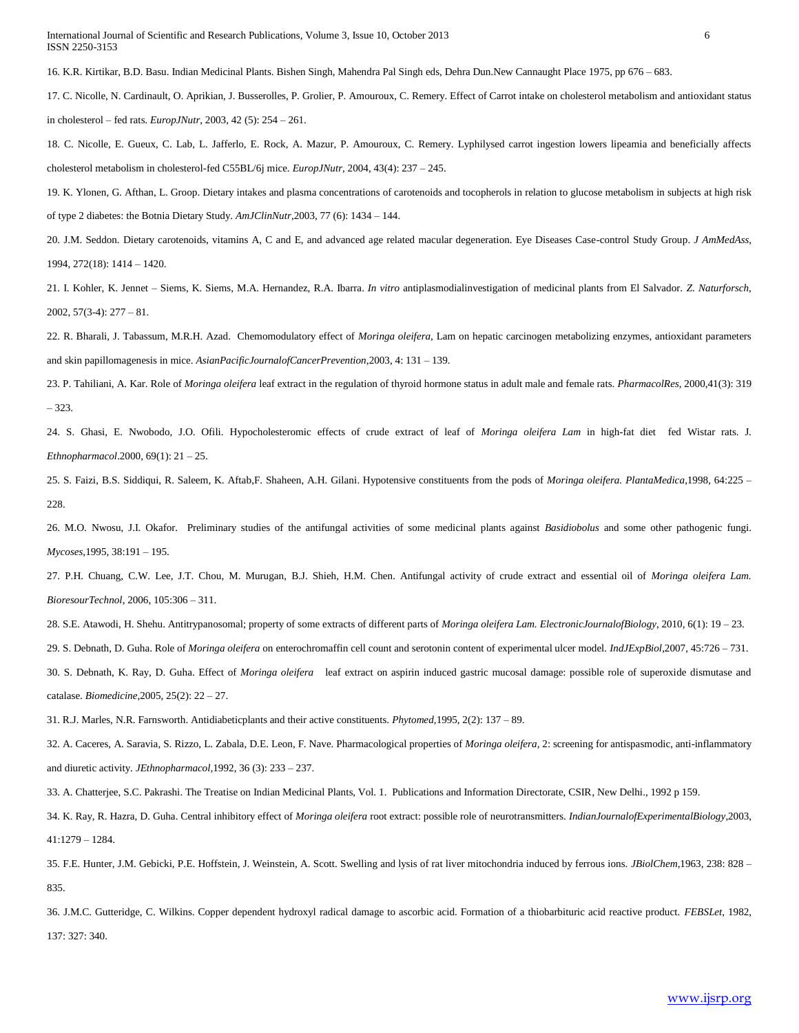16. K.R. Kirtikar, B.D. Basu. Indian Medicinal Plants. Bishen Singh, Mahendra Pal Singh eds, Dehra Dun.New Cannaught Place 1975, pp 676 – 683.

17. C. Nicolle, N. Cardinault, O. Aprikian, J. Busserolles, P. Grolier, P. Amouroux, C. Remery. Effect of Carrot intake on cholesterol metabolism and antioxidant status in cholesterol – fed rats. *EuropJNutr*, 2003, 42 (5): 254 – 261.

18. C. Nicolle, E. Gueux, C. Lab, L. Jafferlo, E. Rock, A. Mazur, P. Amouroux, C. Remery. Lyphilysed carrot ingestion lowers lipeamia and beneficially affects cholesterol metabolism in cholesterol-fed C55BL/6j mice. *EuropJNutr*, 2004, 43(4): 237 – 245.

19. K. Ylonen, G. Afthan, L. Groop. Dietary intakes and plasma concentrations of carotenoids and tocopherols in relation to glucose metabolism in subjects at high risk of type 2 diabetes: the Botnia Dietary Study. *AmJClinNutr*,2003, 77 (6): 1434 – 144.

20. J.M. Seddon. Dietary carotenoids, vitamins A, C and E, and advanced age related macular degeneration. Eye Diseases Case-control Study Group. *J AmMedAss*, 1994, 272(18): 1414 – 1420.

21. I. Kohler, K. Jennet – Siems, K. Siems, M.A. Hernandez, R.A. Ibarra. *In vitro* antiplasmodialinvestigation of medicinal plants from El Salvador. *Z. Naturforsch*, 2002, 57(3-4): 277 – 81.

22. R. Bharali, J. Tabassum, M.R.H. Azad. Chemomodulatory effect of *Moringa oleifera,* Lam on hepatic carcinogen metabolizing enzymes, antioxidant parameters and skin papillomagenesis in mice. *AsianPacificJournalofCancerPrevention*,2003, 4: 131 – 139.

23. P. Tahiliani, A. Kar. Role of *Moringa oleifera* leaf extract in the regulation of thyroid hormone status in adult male and female rats. *PharmacolRes*, 2000,41(3): 319 – 323.

24. S. Ghasi, E. Nwobodo, J.O. Ofili. Hypocholesteromic effects of crude extract of leaf of *Moringa oleifera Lam* in high-fat diet fed Wistar rats. J. *Ethnopharmacol*.2000, 69(1): 21 – 25.

25. S. Faizi, B.S. Siddiqui, R. Saleem, K. Aftab,F. Shaheen, A.H. Gilani. Hypotensive constituents from the pods of *Moringa oleifera. PlantaMedica*,1998, 64:225 – 228.

26. M.O. Nwosu, J.I. Okafor. Preliminary studies of the antifungal activities of some medicinal plants against *Basidiobolus* and some other pathogenic fungi. *Mycoses*,1995, 38:191 – 195.

27. P.H. Chuang, C.W. Lee, J.T. Chou, M. Murugan, B.J. Shieh, H.M. Chen. Antifungal activity of crude extract and essential oil of *Moringa oleifera Lam. BioresourTechnol*, 2006, 105:306 – 311.

28. S.E. Atawodi, H. Shehu. Antitrypanosomal; property of some extracts of different parts of *Moringa oleifera Lam. ElectronicJournalofBiology*, 2010, 6(1): 19 – 23.

29. S. Debnath, D. Guha. Role of *Moringa oleifera* on enterochromaffin cell count and serotonin content of experimental ulcer model. *IndJExpBiol*,2007, 45:726 – 731.

30. S. Debnath, K. Ray, D. Guha. Effect of *Moringa oleifera* leaf extract on aspirin induced gastric mucosal damage: possible role of superoxide dismutase and catalase. *Biomedicine*,2005, 25(2): 22 – 27.

31. R.J. Marles, N.R. Farnsworth. Antidiabeticplants and their active constituents. *Phytomed*,1995, 2(2): 137 – 89.

32. A. Caceres, A. Saravia, S. Rizzo, L. Zabala, D.E. Leon, F. Nave. Pharmacological properties of *Moringa oleifera,* 2: screening for antispasmodic, anti-inflammatory and diuretic activity. *JEthnopharmacol*,1992, 36 (3): 233 – 237.

33. A. Chatterjee, S.C. Pakrashi. The Treatise on Indian Medicinal Plants, Vol. 1. Publications and Information Directorate, CSIR, New Delhi., 1992 p 159.

34. K. Ray, R. Hazra, D. Guha. Central inhibitory effect of *Moringa oleifera* root extract: possible role of neurotransmitters. *IndianJournalofExperimentalBiology*,2003, 41:1279 – 1284.

35. F.E. Hunter, J.M. Gebicki, P.E. Hoffstein, J. Weinstein, A. Scott. Swelling and lysis of rat liver mitochondria induced by ferrous ions. *JBiolChem*,1963, 238: 828 – 835.

36. J.M.C. Gutteridge, C. Wilkins. Copper dependent hydroxyl radical damage to ascorbic acid. Formation of a thiobarbituric acid reactive product. *FEBSLet*, 1982, 137: 327: 340.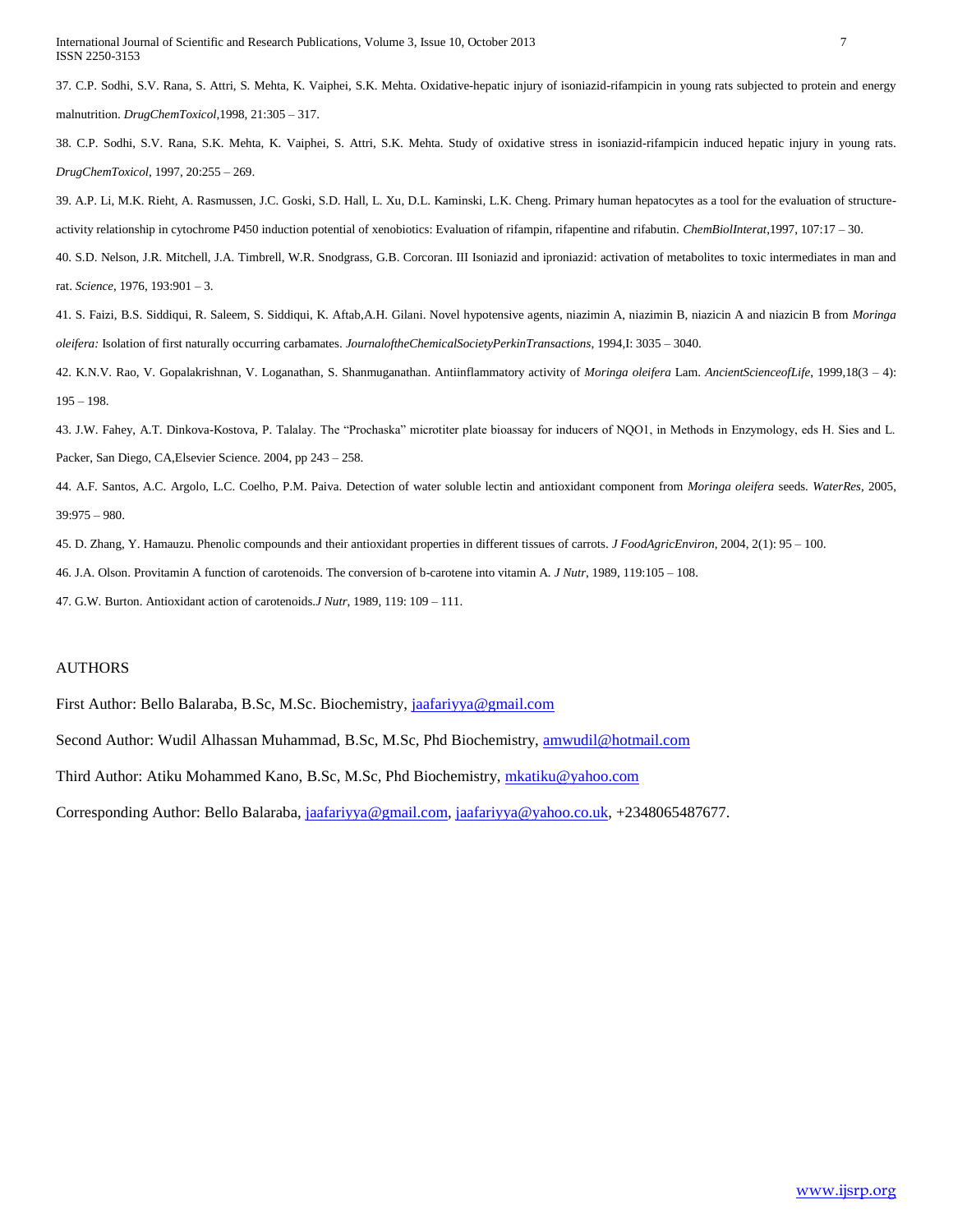37. C.P. Sodhi, S.V. Rana, S. Attri, S. Mehta, K. Vaiphei, S.K. Mehta. Oxidative-hepatic injury of isoniazid-rifampicin in young rats subjected to protein and energy malnutrition. *DrugChemToxicol*,1998, 21:305 – 317.

38. C.P. Sodhi, S.V. Rana, S.K. Mehta, K. Vaiphei, S. Attri, S.K. Mehta. Study of oxidative stress in isoniazid-rifampicin induced hepatic injury in young rats. *DrugChemToxicol*, 1997, 20:255 – 269.

39. A.P. Li, M.K. Rieht, A. Rasmussen, J.C. Goski, S.D. Hall, L. Xu, D.L. Kaminski, L.K. Cheng. Primary human hepatocytes as a tool for the evaluation of structure-activity relationship in cytochrome P450 induction potential of xenobiotics: Evaluation of rifampin, rifapentine and rifabutin. *ChemBiolInterat*,1997, 107:17 – 30.

40. S.D. Nelson, J.R. Mitchell, J.A. Timbrell, W.R. Snodgrass, G.B. Corcoran. III Isoniazid and iproniazid: activation of metabolites to toxic intermediates in man and rat. *Science*, 1976, 193:901 – 3.

41. S. Faizi, B.S. Siddiqui, R. Saleem, S. Siddiqui, K. Aftab,A.H. Gilani. Novel hypotensive agents, niazimin A, niazimin B, niazicin A and niazicin B from *Moringa oleifera:* Isolation of first naturally occurring carbamates. *JournaloftheChemicalSocietyPerkinTransactions*, 1994,I: 3035 – 3040.

42. K.N.V. Rao, V. Gopalakrishnan, V. Loganathan, S. Shanmuganathan. Antiinflammatory activity of *Moringa oleifera* Lam. *AncientScienceofLife*, 1999,18(3 – 4): 195 – 198.

43. J.W. Fahey, A.T. Dinkova-Kostova, P. Talalay. The "Prochaska" microtiter plate bioassay for inducers of NQO1, in Methods in Enzymology, eds H. Sies and L. Packer, San Diego, CA,Elsevier Science. 2004, pp 243 – 258.

44. A.F. Santos, A.C. Argolo, L.C. Coelho, P.M. Paiva. Detection of water soluble lectin and antioxidant component from *Moringa oleifera* seeds. *WaterRes*, 2005, 39:975 – 980.

45. D. Zhang, Y. Hamauzu. Phenolic compounds and their antioxidant properties in different tissues of carrots. *J FoodAgricEnviron*, 2004, 2(1): 95 – 100.

46. J.A. Olson. Provitamin A function of carotenoids. The conversion of b-carotene into vitamin A. *J Nutr*, 1989, 119:105 – 108.

47. G.W. Burton. Antioxidant action of carotenoids.*J Nutr*, 1989, 119: 109 – 111.

## AUTHORS

First Author: Bello Balaraba, B.Sc, M.Sc. Biochemistry, jaafariyya@gmail.com

Second Author: Wudil Alhassan Muhammad, B.Sc, M.Sc, Phd Biochemistry, amwudil@hotmail.com

Third Author: Atiku Mohammed Kano, B.Sc, M.Sc, Phd Biochemistry, mkatiku@yahoo.com

Corresponding Author: Bello Balaraba, jaafariyya@gmail.com, jaafariyya@yahoo.co.uk, +2348065487677.